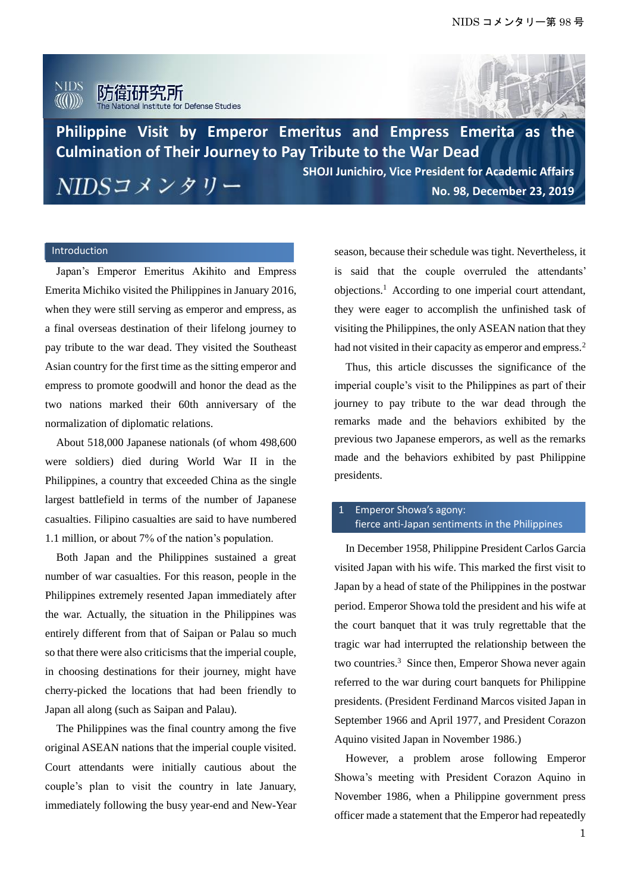# Philippine Visit by Emperor Emeritus and Empress Emerita as the Culmination of Their Journey to Pay Tribute to the War Dead

**SHOJI Junichiro, Vice President for Academic Affairs**

NIDSコメンタリー

**No. 98, December 23, 2019**

## Introduction

Japan's Emperor Emeritus Akihito and Empress Emerita Michiko visited the Philippines in January 2016, when they were still serving as emperor and empress, as a final overseas destination of their lifelong journey to pay tribute to the war dead. They visited the Southeast Asian country for the first time as the sitting emperor and empress to promote goodwill and honor the dead as the two nations marked their 60th anniversary of the normalization of diplomatic relations.

About 518,000 Japanese nationals (of whom 498,600 were soldiers) died during World War II in the Philippines, a country that exceeded China as the single largest battlefield in terms of the number of Japanese casualties. Filipino casualties are said to have numbered 1.1 million, or about 7% of the nation's population.

Both Japan and the Philippines sustained a great number of war casualties. For this reason, people in the Philippines extremely resented Japan immediately after the war. Actually, the situation in the Philippines was entirely different from that of Saipan or Palau so much so that there were also criticisms that the imperial couple, in choosing destinations for their journey, might have cherry-picked the locations that had been friendly to Japan all along (such as Saipan and Palau).

The Philippines was the final country among the five original ASEAN nations that the imperial couple visited. Court attendants were initially cautious about the couple's plan to visit the country in late January, immediately following the busy year-end and New-Year season, because their schedule was tight. Nevertheless, it is said that the couple overruled the attendants' objections.[1] According to one imperial court attendant, they were eager to accomplish the unfinished task of visiting the Philippines, the only ASEAN nation that they had not visited in their capacity as emperor and empress.[2]

Thus, this article discusses the significance of the imperial couple's visit to the Philippines as part of their journey to pay tribute to the war dead through the remarks made and the behaviors exhibited by the previous two Japanese emperors, as well as the remarks made and the behaviors exhibited by past Philippine presidents.

## 1 Emperor Showa's agony: fierce anti-Japan sentiments in the Philippines

In December 1958, Philippine President Carlos Garcia visited Japan with his wife. This marked the first visit to Japan by a head of state of the Philippines in the postwar period. Emperor Showa told the president and his wife at the court banquet that it was truly regrettable that the tragic war had interrupted the relationship between the two countries.[3] Since then, Emperor Showa never again referred to the war during court banquets for Philippine presidents. (President Ferdinand Marcos visited Japan in September 1966 and April 1977, and President Corazon Aquino visited Japan in November 1986.)

However, a problem arose following Emperor Showa's meeting with President Corazon Aquino in November 1986, when a Philippine government press officer made a statement that the Emperor had repeatedly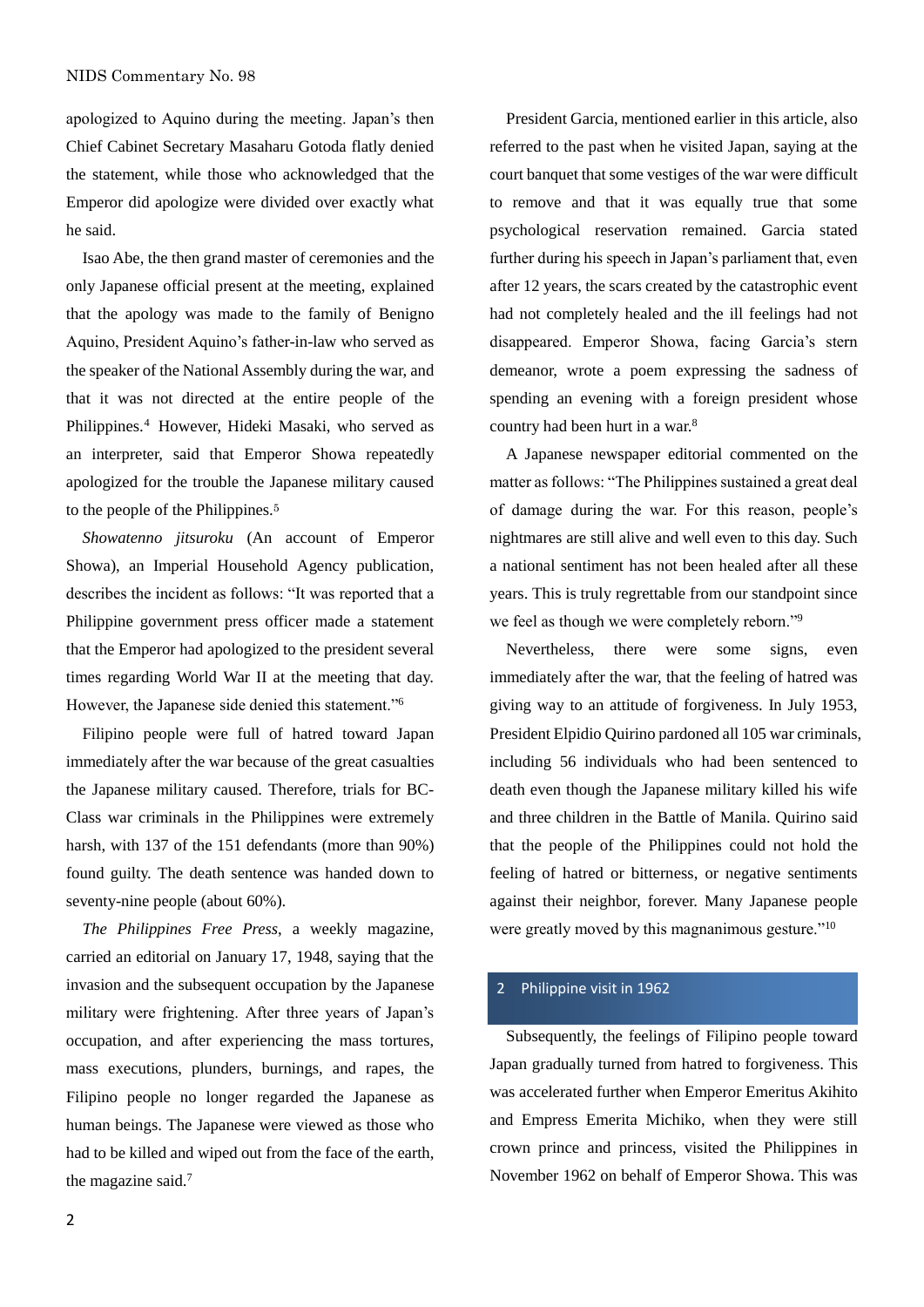apologized to Aquino during the meeting. Japan's then Chief Cabinet Secretary Masaharu Gotoda flatly denied the statement, while those who acknowledged that the Emperor did apologize were divided over exactly what he said.

Isao Abe, the then grand master of ceremonies and the only Japanese official present at the meeting, explained that the apology was made to the family of Benigno Aquino, President Aquino's father-in-law who served as the speaker of the National Assembly during the war, and that it was not directed at the entire people of the Philippines.[4] However, Hideki Masaki, who served as an interpreter, said that Emperor Showa repeatedly apologized for the trouble the Japanese military caused to the people of the Philippines.[5]

*Showatenno jitsuroku* (An account of Emperor Showa), an Imperial Household Agency publication, describes the incident as follows: "It was reported that a Philippine government press officer made a statement that the Emperor had apologized to the president several times regarding World War II at the meeting that day. However, the Japanese side denied this statement."[6]

Filipino people were full of hatred toward Japan immediately after the war because of the great casualties the Japanese military caused. Therefore, trials for BC-Class war criminals in the Philippines were extremely harsh, with 137 of the 151 defendants (more than 90%) found guilty. The death sentence was handed down to seventy-nine people (about 60%).

*The Philippines Free Press*, a weekly magazine, carried an editorial on January 17, 1948, saying that the invasion and the subsequent occupation by the Japanese military were frightening. After three years of Japan's occupation, and after experiencing the mass tortures, mass executions, plunders, burnings, and rapes, the Filipino people no longer regarded the Japanese as human beings. The Japanese were viewed as those who had to be killed and wiped out from the face of the earth, the magazine said.[7]

President Garcia, mentioned earlier in this article, also referred to the past when he visited Japan, saying at the court banquet that some vestiges of the war were difficult to remove and that it was equally true that some psychological reservation remained. Garcia stated further during his speech in Japan's parliament that, even after 12 years, the scars created by the catastrophic event had not completely healed and the ill feelings had not disappeared. Emperor Showa, facing Garcia's stern demeanor, wrote a poem expressing the sadness of spending an evening with a foreign president whose country had been hurt in a war.[8]

A Japanese newspaper editorial commented on the matter as follows: "The Philippines sustained a great deal of damage during the war. For this reason, people's nightmares are still alive and well even to this day. Such a national sentiment has not been healed after all these years. This is truly regrettable from our standpoint since we feel as though we were completely reborn."[9]

Nevertheless, there were some signs, even immediately after the war, that the feeling of hatred was giving way to an attitude of forgiveness. In July 1953, President Elpidio Quirino pardoned all 105 war criminals, including 56 individuals who had been sentenced to death even though the Japanese military killed his wife and three children in the Battle of Manila. Quirino said that the people of the Philippines could not hold the feeling of hatred or bitterness, or negative sentiments against their neighbor, forever. Many Japanese people were greatly moved by this magnanimous gesture."[10]

## 2 Philippine visit in 1962

Subsequently, the feelings of Filipino people toward Japan gradually turned from hatred to forgiveness. This was accelerated further when Emperor Emeritus Akihito and Empress Emerita Michiko, when they were still crown prince and princess, visited the Philippines in November 1962 on behalf of Emperor Showa. This was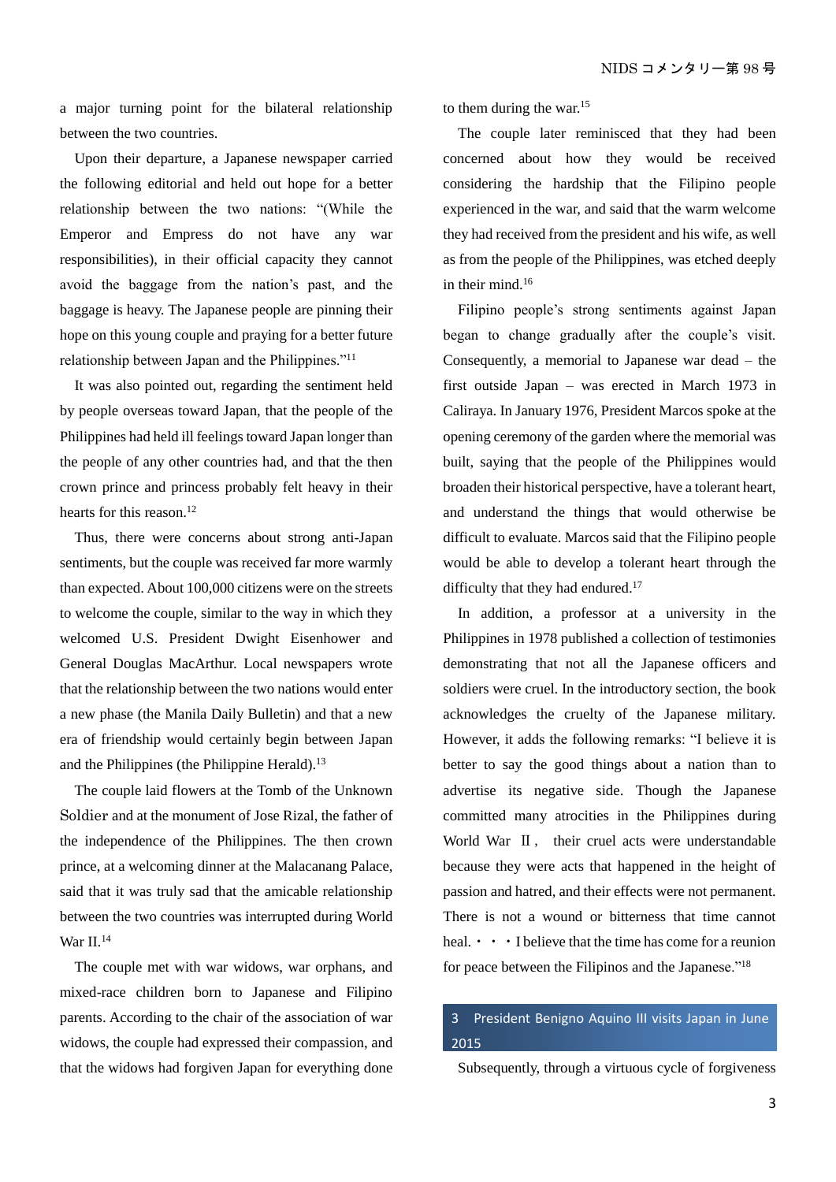a major turning point for the bilateral relationship between the two countries.

Upon their departure, a Japanese newspaper carried the following editorial and held out hope for a better relationship between the two nations: "(While the Emperor and Empress do not have any war responsibilities), in their official capacity they cannot avoid the baggage from the nation's past, and the baggage is heavy. The Japanese people are pinning their hope on this young couple and praying for a better future relationship between Japan and the Philippines."[11]

It was also pointed out, regarding the sentiment held by people overseas toward Japan, that the people of the Philippines had held ill feelings toward Japan longer than the people of any other countries had, and that the then crown prince and princess probably felt heavy in their hearts for this reason.[12]

Thus, there were concerns about strong anti-Japan sentiments, but the couple was received far more warmly than expected. About 100,000 citizens were on the streets to welcome the couple, similar to the way in which they welcomed U.S. President Dwight Eisenhower and General Douglas MacArthur. Local newspapers wrote that the relationship between the two nations would enter a new phase (the Manila Daily Bulletin) and that a new era of friendship would certainly begin between Japan and the Philippines (the Philippine Herald).[13]

The couple laid flowers at the Tomb of the Unknown Soldier and at the monument of Jose Rizal, the father of the independence of the Philippines. The then crown prince, at a welcoming dinner at the Malacanang Palace, said that it was truly sad that the amicable relationship between the two countries was interrupted during World War II.[14]

The couple met with war widows, war orphans, and mixed-race children born to Japanese and Filipino parents. According to the chair of the association of war widows, the couple had expressed their compassion, and that the widows had forgiven Japan for everything done to them during the war.[15]

The couple later reminisced that they had been concerned about how they would be received considering the hardship that the Filipino people experienced in the war, and said that the warm welcome they had received from the president and his wife, as well as from the people of the Philippines, was etched deeply in their mind.[16]

Filipino people's strong sentiments against Japan began to change gradually after the couple's visit. Consequently, a memorial to Japanese war dead – the first outside Japan – was erected in March 1973 in Caliraya. In January 1976, President Marcos spoke at the opening ceremony of the garden where the memorial was built, saying that the people of the Philippines would broaden their historical perspective, have a tolerant heart, and understand the things that would otherwise be difficult to evaluate. Marcos said that the Filipino people would be able to develop a tolerant heart through the difficulty that they had endured.[17]

In addition, a professor at a university in the Philippines in 1978 published a collection of testimonies demonstrating that not all the Japanese officers and soldiers were cruel. In the introductory section, the book acknowledges the cruelty of the Japanese military. However, it adds the following remarks: "I believe it is better to say the good things about a nation than to advertise its negative side. Though the Japanese committed many atrocities in the Philippines during World War Ⅱ, their cruel acts were understandable because they were acts that happened in the height of passion and hatred, and their effects were not permanent. There is not a wound or bitterness that time cannot heal.・・・I believe that the time has come for a reunion for peace between the Filipinos and the Japanese."[18]

## 3 President Benigno Aquino III visits Japan in June 2015

Subsequently, through a virtuous cycle of forgiveness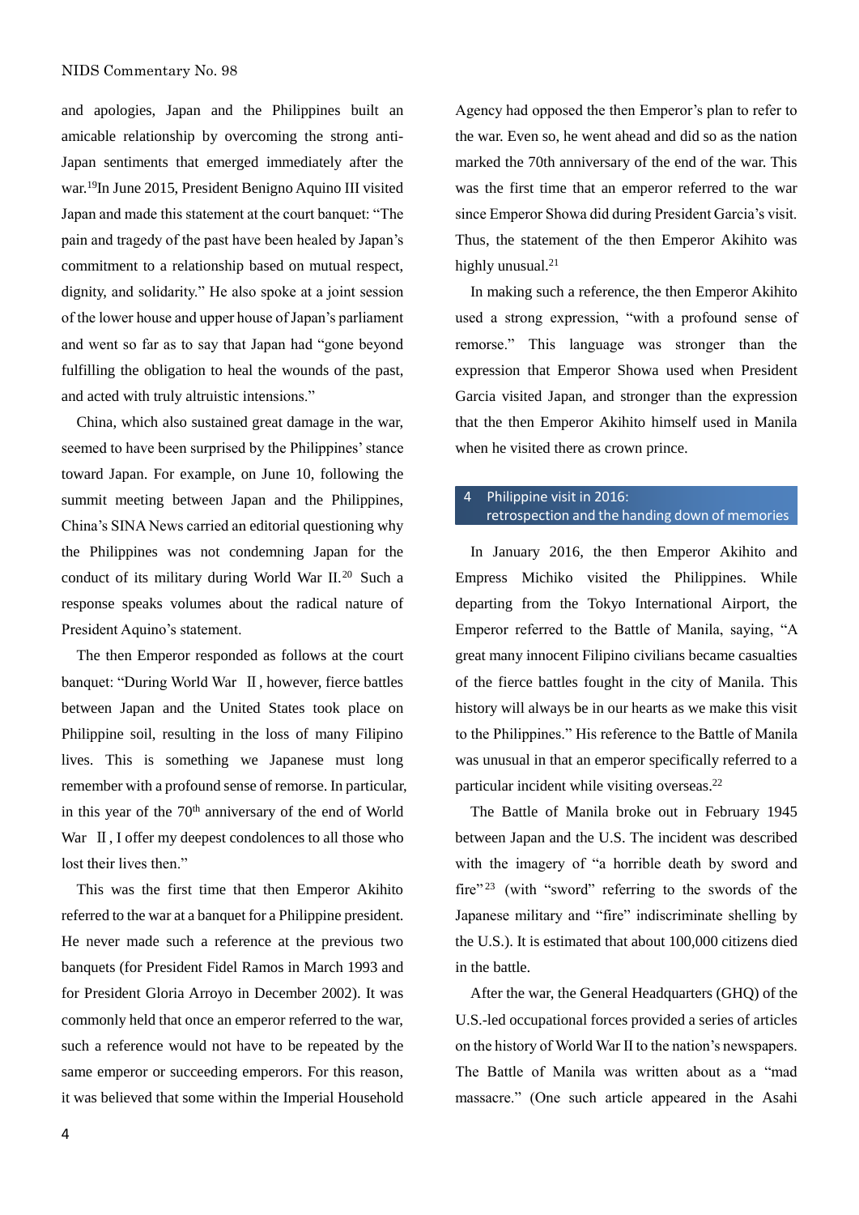and apologies, Japan and the Philippines built an amicable relationship by overcoming the strong anti-Japan sentiments that emerged immediately after the war.[19]In June 2015, President Benigno Aquino III visited Japan and made this statement at the court banquet: "The pain and tragedy of the past have been healed by Japan's commitment to a relationship based on mutual respect, dignity, and solidarity." He also spoke at a joint session of the lower house and upper house of Japan's parliament and went so far as to say that Japan had "gone beyond fulfilling the obligation to heal the wounds of the past, and acted with truly altruistic intensions."

China, which also sustained great damage in the war, seemed to have been surprised by the Philippines' stance toward Japan. For example, on June 10, following the summit meeting between Japan and the Philippines, China's SINA News carried an editorial questioning why the Philippines was not condemning Japan for the conduct of its military during World War II.[20] Such a response speaks volumes about the radical nature of President Aquino's statement.

The then Emperor responded as follows at the court banquet: "During World War II, however, fierce battles between Japan and the United States took place on Philippine soil, resulting in the loss of many Filipino lives. This is something we Japanese must long remember with a profound sense of remorse. In particular, in this year of the 70th anniversary of the end of World War II, I offer my deepest condolences to all those who lost their lives then."

This was the first time that then Emperor Akihito referred to the war at a banquet for a Philippine president. He never made such a reference at the previous two banquets (for President Fidel Ramos in March 1993 and for President Gloria Arroyo in December 2002). It was commonly held that once an emperor referred to the war, such a reference would not have to be repeated by the same emperor or succeeding emperors. For this reason, it was believed that some within the Imperial Household Agency had opposed the then Emperor's plan to refer to the war. Even so, he went ahead and did so as the nation marked the 70th anniversary of the end of the war. This was the first time that an emperor referred to the war since Emperor Showa did during President Garcia's visit. Thus, the statement of the then Emperor Akihito was highly unusual.[21]

In making such a reference, the then Emperor Akihito used a strong expression, "with a profound sense of remorse." This language was stronger than the expression that Emperor Showa used when President Garcia visited Japan, and stronger than the expression that the then Emperor Akihito himself used in Manila when he visited there as crown prince.

## 4 Philippine visit in 2016: retrospection and the handing down of memories

In January 2016, the then Emperor Akihito and Empress Michiko visited the Philippines. While departing from the Tokyo International Airport, the Emperor referred to the Battle of Manila, saying, "A great many innocent Filipino civilians became casualties of the fierce battles fought in the city of Manila. This history will always be in our hearts as we make this visit to the Philippines." His reference to the Battle of Manila was unusual in that an emperor specifically referred to a particular incident while visiting overseas.[22]

The Battle of Manila broke out in February 1945 between Japan and the U.S. The incident was described with the imagery of "a horrible death by sword and fire"[23] (with "sword" referring to the swords of the Japanese military and "fire" indiscriminate shelling by the U.S.). It is estimated that about 100,000 citizens died in the battle.

After the war, the General Headquarters (GHQ) of the U.S.-led occupational forces provided a series of articles on the history of World War II to the nation's newspapers. The Battle of Manila was written about as a "mad massacre." (One such article appeared in the Asahi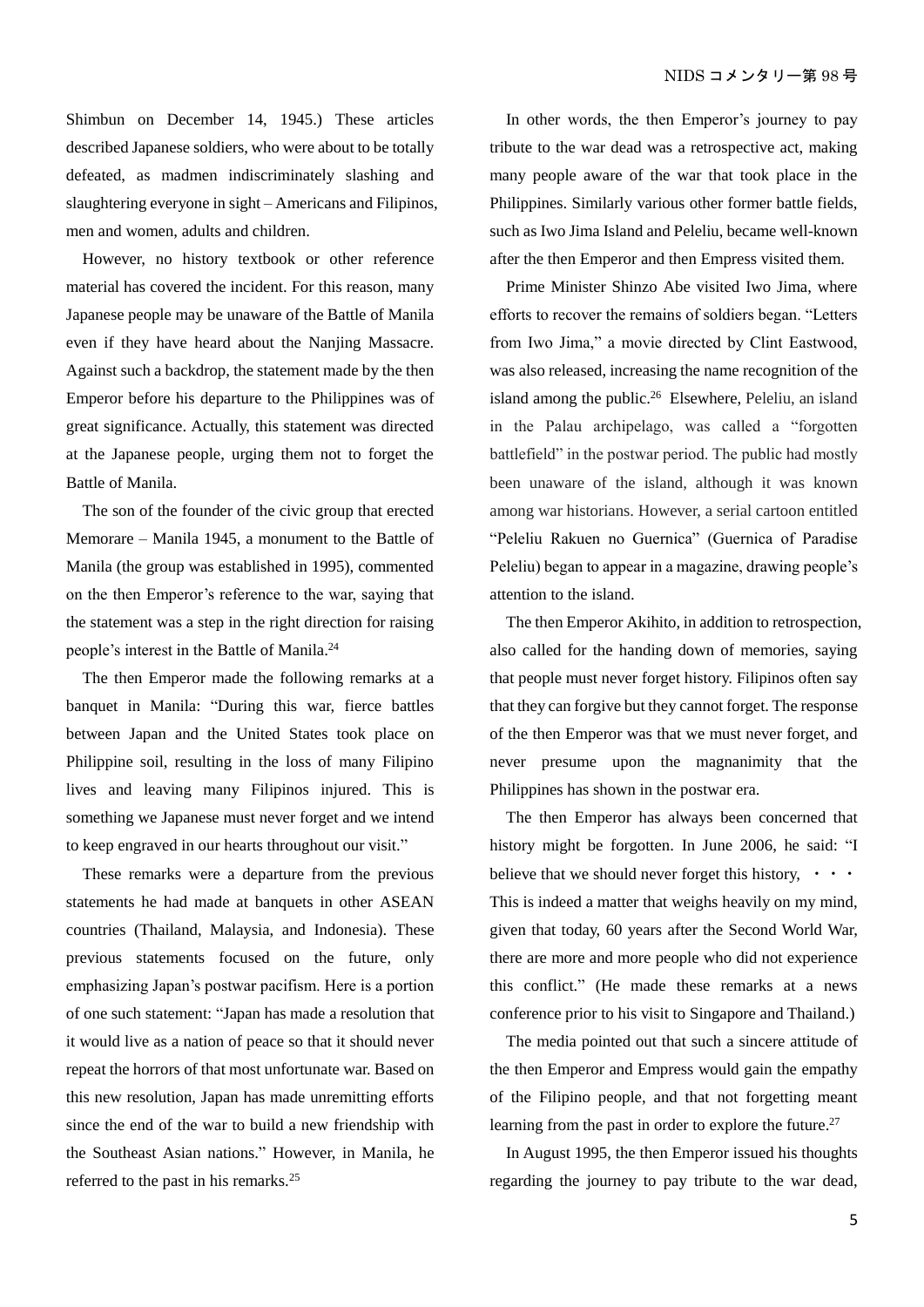Shimbun on December 14, 1945.) These articles described Japanese soldiers, who were about to be totally defeated, as madmen indiscriminately slashing and slaughtering everyone in sight – Americans and Filipinos, men and women, adults and children.

However, no history textbook or other reference material has covered the incident. For this reason, many Japanese people may be unaware of the Battle of Manila even if they have heard about the Nanjing Massacre. Against such a backdrop, the statement made by the then Emperor before his departure to the Philippines was of great significance. Actually, this statement was directed at the Japanese people, urging them not to forget the Battle of Manila.

The son of the founder of the civic group that erected Memorare – Manila 1945, a monument to the Battle of Manila (the group was established in 1995), commented on the then Emperor's reference to the war, saying that the statement was a step in the right direction for raising people's interest in the Battle of Manila.[24]

The then Emperor made the following remarks at a banquet in Manila: "During this war, fierce battles between Japan and the United States took place on Philippine soil, resulting in the loss of many Filipino lives and leaving many Filipinos injured. This is something we Japanese must never forget and we intend to keep engraved in our hearts throughout our visit."

These remarks were a departure from the previous statements he had made at banquets in other ASEAN countries (Thailand, Malaysia, and Indonesia). These previous statements focused on the future, only emphasizing Japan's postwar pacifism. Here is a portion of one such statement: "Japan has made a resolution that it would live as a nation of peace so that it should never repeat the horrors of that most unfortunate war. Based on this new resolution, Japan has made unremitting efforts since the end of the war to build a new friendship with the Southeast Asian nations." However, in Manila, he referred to the past in his remarks.[25]

In other words, the then Emperor's journey to pay tribute to the war dead was a retrospective act, making many people aware of the war that took place in the Philippines. Similarly various other former battle fields, such as Iwo Jima Island and Peleliu, became well-known after the then Emperor and then Empress visited them.

Prime Minister Shinzo Abe visited Iwo Jima, where efforts to recover the remains of soldiers began. "Letters from Iwo Jima," a movie directed by Clint Eastwood, was also released, increasing the name recognition of the island among the public.[26] Elsewhere, Peleliu, an island in the Palau archipelago, was called a "forgotten battlefield" in the postwar period. The public had mostly been unaware of the island, although it was known among war historians. However, a serial cartoon entitled "Peleliu Rakuen no Guernica" (Guernica of Paradise Peleliu) began to appear in a magazine, drawing people's attention to the island.

The then Emperor Akihito, in addition to retrospection, also called for the handing down of memories, saying that people must never forget history. Filipinos often say that they can forgive but they cannot forget. The response of the then Emperor was that we must never forget, and never presume upon the magnanimity that the Philippines has shown in the postwar era.

The then Emperor has always been concerned that history might be forgotten. In June 2006, he said: "I believe that we should never forget this history, ・・・ This is indeed a matter that weighs heavily on my mind, given that today, 60 years after the Second World War, there are more and more people who did not experience this conflict." (He made these remarks at a news conference prior to his visit to Singapore and Thailand.)

The media pointed out that such a sincere attitude of the then Emperor and Empress would gain the empathy of the Filipino people, and that not forgetting meant learning from the past in order to explore the future.[27]

In August 1995, the then Emperor issued his thoughts regarding the journey to pay tribute to the war dead,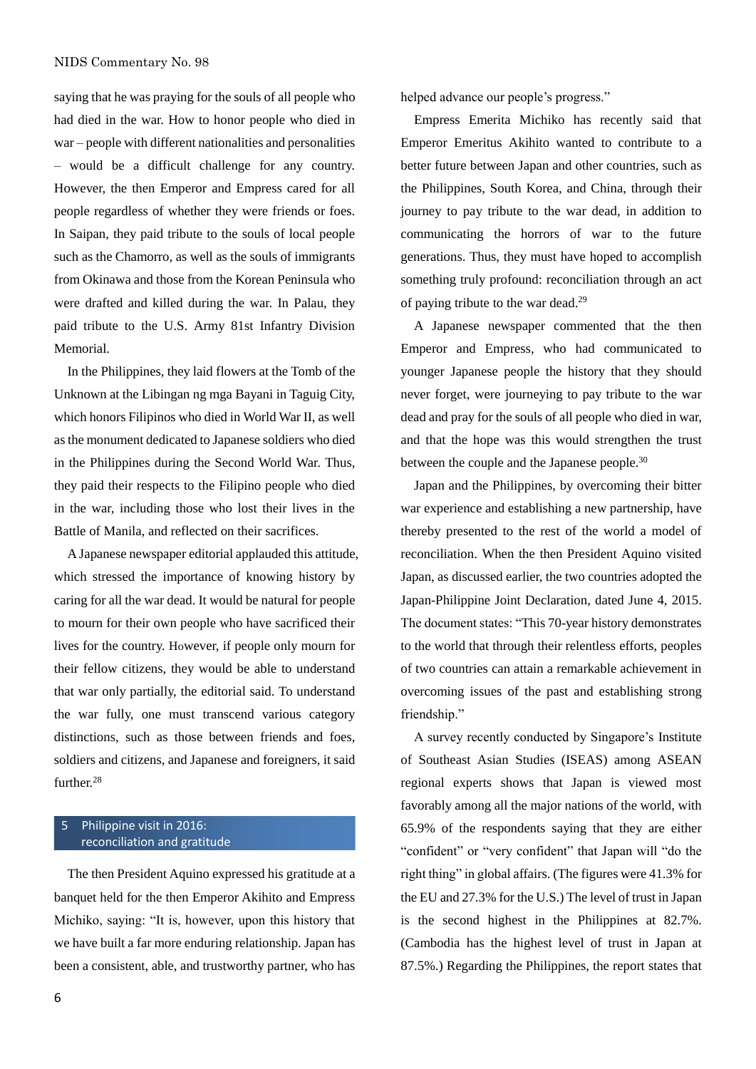saying that he was praying for the souls of all people who had died in the war. How to honor people who died in war – people with different nationalities and personalities – would be a difficult challenge for any country. However, the then Emperor and Empress cared for all people regardless of whether they were friends or foes. In Saipan, they paid tribute to the souls of local people such as the Chamorro, as well as the souls of immigrants from Okinawa and those from the Korean Peninsula who were drafted and killed during the war. In Palau, they paid tribute to the U.S. Army 81st Infantry Division Memorial.

In the Philippines, they laid flowers at the Tomb of the Unknown at the Libingan ng mga Bayani in Taguig City, which honors Filipinos who died in World War II, as well as the monument dedicated to Japanese soldiers who died in the Philippines during the Second World War. Thus, they paid their respects to the Filipino people who died in the war, including those who lost their lives in the Battle of Manila, and reflected on their sacrifices.

A Japanese newspaper editorial applauded this attitude, which stressed the importance of knowing history by caring for all the war dead. It would be natural for people to mourn for their own people who have sacrificed their lives for the country. However, if people only mourn for their fellow citizens, they would be able to understand that war only partially, the editorial said. To understand the war fully, one must transcend various category distinctions, such as those between friends and foes, soldiers and citizens, and Japanese and foreigners, it said further.[28]

## 5 Philippine visit in 2016: reconciliation and gratitude

The then President Aquino expressed his gratitude at a banquet held for the then Emperor Akihito and Empress Michiko, saying: "It is, however, upon this history that we have built a far more enduring relationship. Japan has been a consistent, able, and trustworthy partner, who has helped advance our people's progress."

Empress Emerita Michiko has recently said that Emperor Emeritus Akihito wanted to contribute to a better future between Japan and other countries, such as the Philippines, South Korea, and China, through their journey to pay tribute to the war dead, in addition to communicating the horrors of war to the future generations. Thus, they must have hoped to accomplish something truly profound: reconciliation through an act of paying tribute to the war dead.[29]

A Japanese newspaper commented that the then Emperor and Empress, who had communicated to younger Japanese people the history that they should never forget, were journeying to pay tribute to the war dead and pray for the souls of all people who died in war, and that the hope was this would strengthen the trust between the couple and the Japanese people.[30]

Japan and the Philippines, by overcoming their bitter war experience and establishing a new partnership, have thereby presented to the rest of the world a model of reconciliation. When the then President Aquino visited Japan, as discussed earlier, the two countries adopted the Japan-Philippine Joint Declaration, dated June 4, 2015. The document states: "This 70-year history demonstrates to the world that through their relentless efforts, peoples of two countries can attain a remarkable achievement in overcoming issues of the past and establishing strong friendship."

A survey recently conducted by Singapore's Institute of Southeast Asian Studies (ISEAS) among ASEAN regional experts shows that Japan is viewed most favorably among all the major nations of the world, with 65.9% of the respondents saying that they are either "confident" or "very confident" that Japan will "do the right thing" in global affairs. (The figures were 41.3% for the EU and 27.3% for the U.S.) The level of trust in Japan is the second highest in the Philippines at 82.7%. (Cambodia has the highest level of trust in Japan at 87.5%.) Regarding the Philippines, the report states that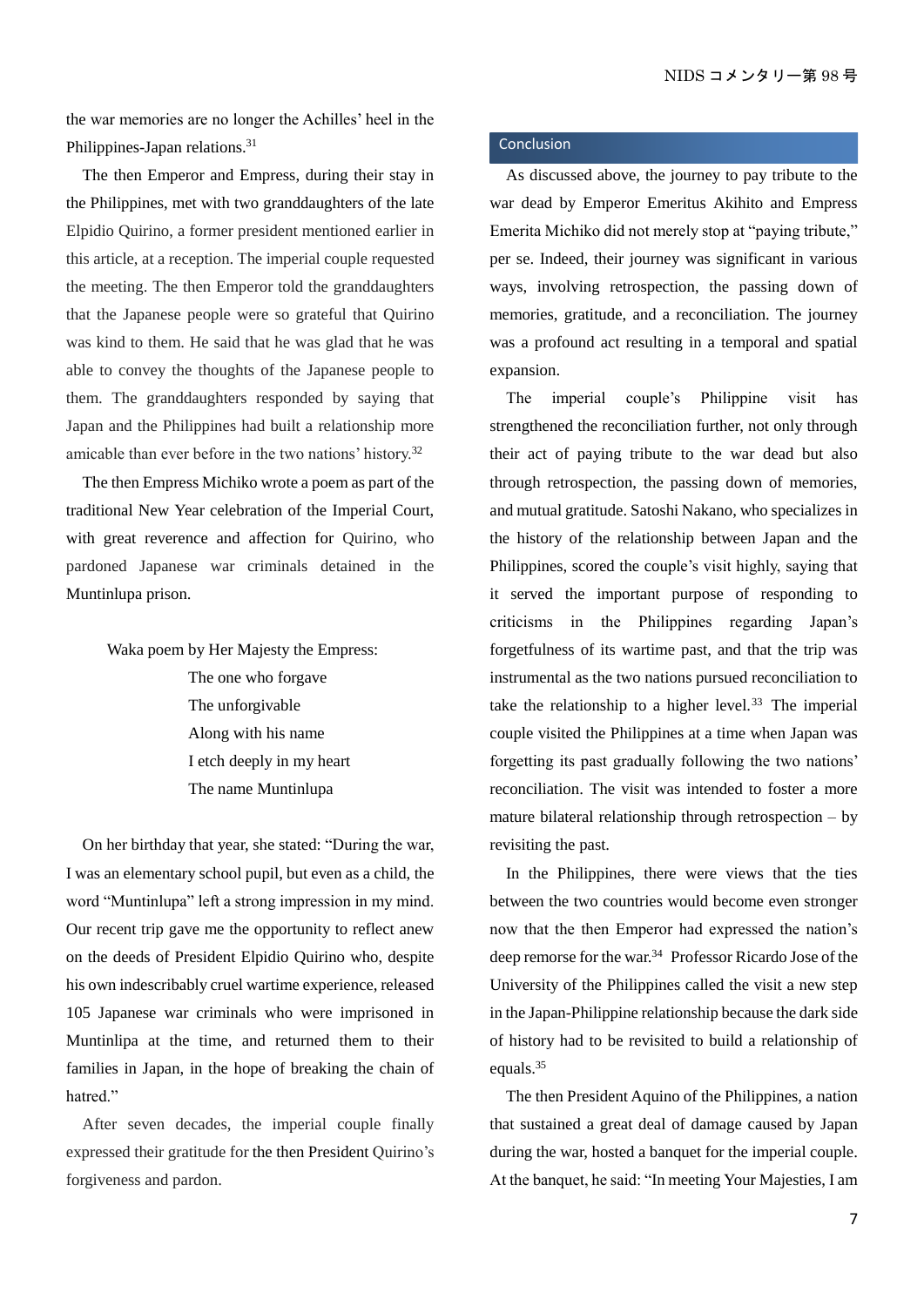the war memories are no longer the Achilles' heel in the Philippines-Japan relations.[31]

The then Emperor and Empress, during their stay in the Philippines, met with two granddaughters of the late Elpidio Quirino, a former president mentioned earlier in this article, at a reception. The imperial couple requested the meeting. The then Emperor told the granddaughters that the Japanese people were so grateful that Quirino was kind to them. He said that he was glad that he was able to convey the thoughts of the Japanese people to them. The granddaughters responded by saying that Japan and the Philippines had built a relationship more amicable than ever before in the two nations' history.[32]

The then Empress Michiko wrote a poem as part of the traditional New Year celebration of the Imperial Court, with great reverence and affection for Quirino, who pardoned Japanese war criminals detained in the Muntinlupa prison.

Waka poem by Her Majesty the Empress:

> The one who forgave
> The unforgivable
> Along with his name
> I etch deeply in my heart
> The name Muntinlupa

On her birthday that year, she stated: "During the war, I was an elementary school pupil, but even as a child, the word "Muntinlupa" left a strong impression in my mind. Our recent trip gave me the opportunity to reflect anew on the deeds of President Elpidio Quirino who, despite his own indescribably cruel wartime experience, released 105 Japanese war criminals who were imprisoned in Muntinlipa at the time, and returned them to their families in Japan, in the hope of breaking the chain of hatred."

After seven decades, the imperial couple finally expressed their gratitude for the then President Quirino's forgiveness and pardon.

## Conclusion

As discussed above, the journey to pay tribute to the war dead by Emperor Emeritus Akihito and Empress Emerita Michiko did not merely stop at "paying tribute," per se. Indeed, their journey was significant in various ways, involving retrospection, the passing down of memories, gratitude, and a reconciliation. The journey was a profound act resulting in a temporal and spatial expansion.

The imperial couple's Philippine visit has strengthened the reconciliation further, not only through their act of paying tribute to the war dead but also through retrospection, the passing down of memories, and mutual gratitude. Satoshi Nakano, who specializes in the history of the relationship between Japan and the Philippines, scored the couple's visit highly, saying that it served the important purpose of responding to criticisms in the Philippines regarding Japan's forgetfulness of its wartime past, and that the trip was instrumental as the two nations pursued reconciliation to take the relationship to a higher level.[33] The imperial couple visited the Philippines at a time when Japan was forgetting its past gradually following the two nations' reconciliation. The visit was intended to foster a more mature bilateral relationship through retrospection – by revisiting the past.

In the Philippines, there were views that the ties between the two countries would become even stronger now that the then Emperor had expressed the nation's deep remorse for the war.[34] Professor Ricardo Jose of the University of the Philippines called the visit a new step in the Japan-Philippine relationship because the dark side of history had to be revisited to build a relationship of equals.[35]

The then President Aquino of the Philippines, a nation that sustained a great deal of damage caused by Japan during the war, hosted a banquet for the imperial couple. At the banquet, he said: "In meeting Your Majesties, I am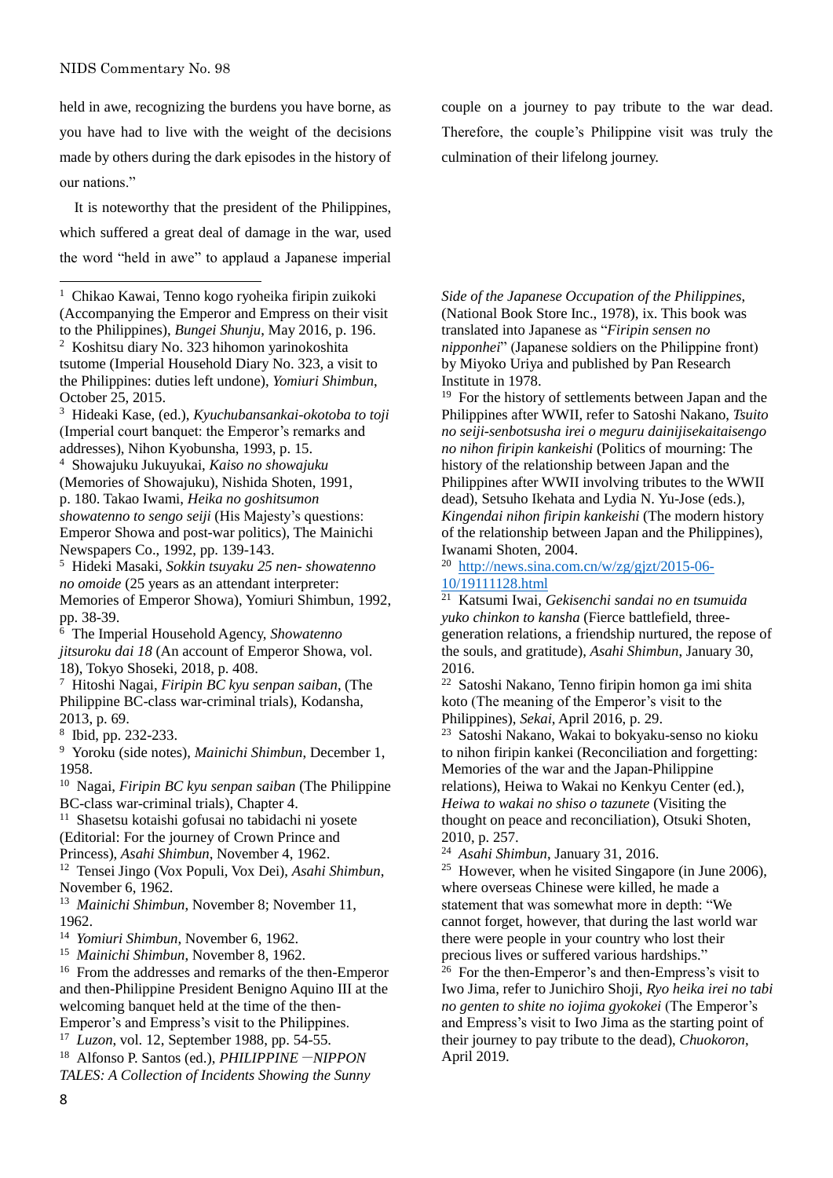held in awe, recognizing the burdens you have borne, as you have had to live with the weight of the decisions made by others during the dark episodes in the history of our nations."

It is noteworthy that the president of the Philippines, which suffered a great deal of damage in the war, used the word "held in awe" to applaud a Japanese imperial couple on a journey to pay tribute to the war dead. Therefore, the couple's Philippine visit was truly the culmination of their lifelong journey.

---

[1] Chikao Kawai, Tenno kogo ryoheika firipin zuikoki (Accompanying the Emperor and Empress on their visit to the Philippines), *Bungei Shunju*, May 2016, p. 196.

[2] Koshitsu diary No. 323 hihomon yarinokoshita tsutome (Imperial Household Diary No. 323, a visit to the Philippines: duties left undone), *Yomiuri Shimbun*, October 25, 2015.

[3] Hideaki Kase, (ed.), *Kyuchubansankai-okotoba to toji* (Imperial court banquet: the Emperor's remarks and addresses), Nihon Kyobunsha, 1993, p. 15.

[4] Showajuku Jukuyukai, *Kaiso no showajuku* (Memories of Showajuku), Nishida Shoten, 1991, p. 180. Takao Iwami, *Heika no goshitsumon showatenno to sengo seiji* (His Majesty's questions: Emperor Showa and post-war politics), The Mainichi Newspapers Co., 1992, pp. 139-143.

[5] Hideki Masaki, *Sokkin tsuyaku 25 nen- showatenno no omoide* (25 years as an attendant interpreter: Memories of Emperor Showa), Yomiuri Shimbun, 1992, pp. 38-39.

[6] The Imperial Household Agency, *Showatenno jitsuroku dai 18* (An account of Emperor Showa, vol. 18), Tokyo Shoseki, 2018, p. 408.

[7] Hitoshi Nagai, *Firipin BC kyu senpan saiban*, (The Philippine BC-class war-criminal trials), Kodansha, 2013, p. 69.

[8] Ibid, pp. 232-233.

[9] Yoroku (side notes), *Mainichi Shimbun*, December 1, 1958.

[10] Nagai, *Firipin BC kyu senpan saiban* (The Philippine BC-class war-criminal trials), Chapter 4.

[11] Shasetsu kotaishi gofusai no tabidachi ni yosete (Editorial: For the journey of Crown Prince and Princess), *Asahi Shimbun*, November 4, 1962.

[12] Tensei Jingo (Vox Populi, Vox Dei), *Asahi Shimbun*, November 6, 1962.

[13] *Mainichi Shimbun*, November 8; November 11, 1962.

[14] *Yomiuri Shimbun*, November 6, 1962.

[15] *Mainichi Shimbun*, November 8, 1962.

[16] From the addresses and remarks of the then-Emperor and then-Philippine President Benigno Aquino III at the welcoming banquet held at the time of the then-Emperor's and Empress's visit to the Philippines.

[17] *Luzon*, vol. 12, September 1988, pp. 54-55.

[18] Alfonso P. Santos (ed.), *PHILIPPINE－NIPPON TALES: A Collection of Incidents Showing the Sunny Side of the Japanese Occupation of the Philippines*, (National Book Store Inc., 1978), ix. This book was translated into Japanese as "*Firipin sensen no nipponhei*" (Japanese soldiers on the Philippine front) by Miyoko Uriya and published by Pan Research Institute in 1978.

[19] For the history of settlements between Japan and the Philippines after WWII, refer to Satoshi Nakano, *Tsuito no seiji-senbotsusha irei o meguru dainijisekaitaisengo no nihon firipin kankeishi* (Politics of mourning: The history of the relationship between Japan and the Philippines after WWII involving tributes to the WWII dead), Setsuho Ikehata and Lydia N. Yu-Jose (eds.), *Kingendai nihon firipin kankeishi* (The modern history of the relationship between Japan and the Philippines), Iwanami Shoten, 2004.

[20] http://news.sina.com.cn/w/zg/gjzt/2015-06-10/19111128.html

[21] Katsumi Iwai, *Gekisenchi sandai no en tsumuida yuko chinkon to kansha* (Fierce battlefield, three-generation relations, a friendship nurtured, the repose of the souls, and gratitude), *Asahi Shimbun*, January 30, 2016.

[22] Satoshi Nakano, Tenno firipin homon ga imi shita koto (The meaning of the Emperor's visit to the Philippines), *Sekai*, April 2016, p. 29.

[23] Satoshi Nakano, Wakai to bokyaku-senso no kioku to nihon firipin kankei (Reconciliation and forgetting: Memories of the war and the Japan-Philippine relations), Heiwa to Wakai no Kenkyu Center (ed.), *Heiwa to wakai no shiso o tazunete* (Visiting the thought on peace and reconciliation), Otsuki Shoten, 2010, p. 257.

[24] *Asahi Shimbun*, January 31, 2016.

[25] However, when he visited Singapore (in June 2006), where overseas Chinese were killed, he made a statement that was somewhat more in depth: "We cannot forget, however, that during the last world war there were people in your country who lost their precious lives or suffered various hardships."

[26] For the then-Emperor's and then-Empress's visit to Iwo Jima, refer to Junichiro Shoji, *Ryo heika irei no tabi no genten to shite no iojima gyokokei* (The Emperor's and Empress's visit to Iwo Jima as the starting point of their journey to pay tribute to the dead), *Chuokoron*, April 2019.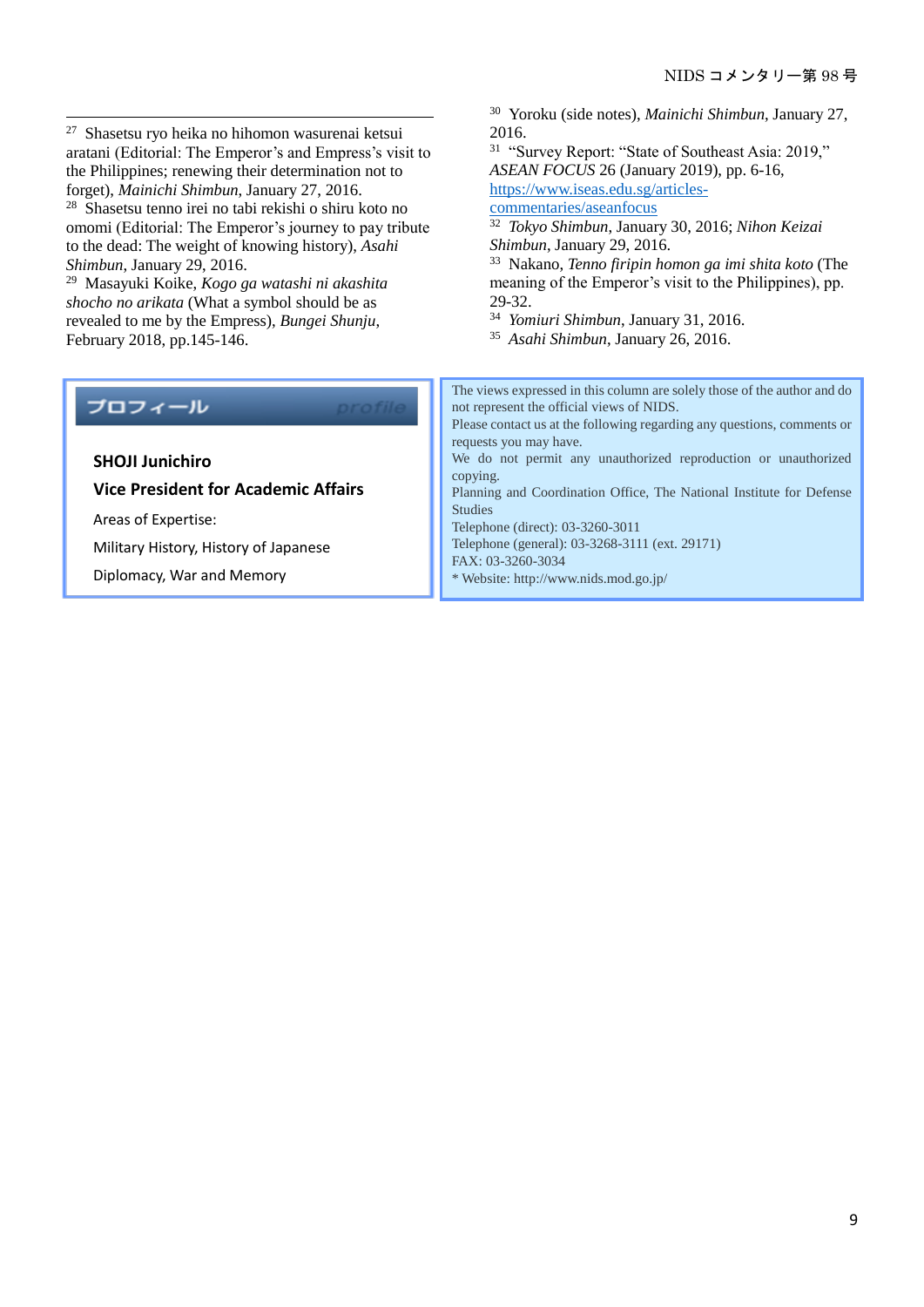[27] Shasetsu ryo heika no hihomon wasurenai ketsui aratani (Editorial: The Emperor's and Empress's visit to the Philippines; renewing their determination not to forget), *Mainichi Shimbun*, January 27, 2016.

[28] Shasetsu tenno irei no tabi rekishi o shiru koto no omomi (Editorial: The Emperor's journey to pay tribute to the dead: The weight of knowing history), *Asahi Shimbun*, January 29, 2016.

[29] Masayuki Koike, *Kogo ga watashi ni akashita shocho no arikata* (What a symbol should be as revealed to me by the Empress), *Bungei Shunju*, February 2018, pp.145-146.

[30] Yoroku (side notes), *Mainichi Shimbun*, January 27, 2016.

[31] "Survey Report: "State of Southeast Asia: 2019," *ASEAN FOCUS* 26 (January 2019), pp. 6-16, https://www.iseas.edu.sg/articles-commentaries/aseanfocus

[32] *Tokyo Shimbun*, January 30, 2016; *Nihon Keizai Shimbun*, January 29, 2016.

[33] Nakano, *Tenno firipin homon ga imi shita koto* (The meaning of the Emperor's visit to the Philippines), pp. 29-32.

[34] *Yomiuri Shimbun*, January 31, 2016.

[35] *Asahi Shimbun*, January 26, 2016.

**プロフィール** profile

**SHOJI Junichiro**

**Vice President for Academic Affairs**

Areas of Expertise:

Military History, History of Japanese Diplomacy, War and Memory

The views expressed in this column are solely those of the author and do not represent the official views of NIDS.
Please contact us at the following regarding any questions, comments or requests you may have.
We do not permit any unauthorized reproduction or unauthorized copying.
Planning and Coordination Office, The National Institute for Defense Studies
Telephone (direct): 03-3260-3011
Telephone (general): 03-3268-3111 (ext. 29171)
FAX: 03-3260-3034
* Website: http://www.nids.mod.go.jp/